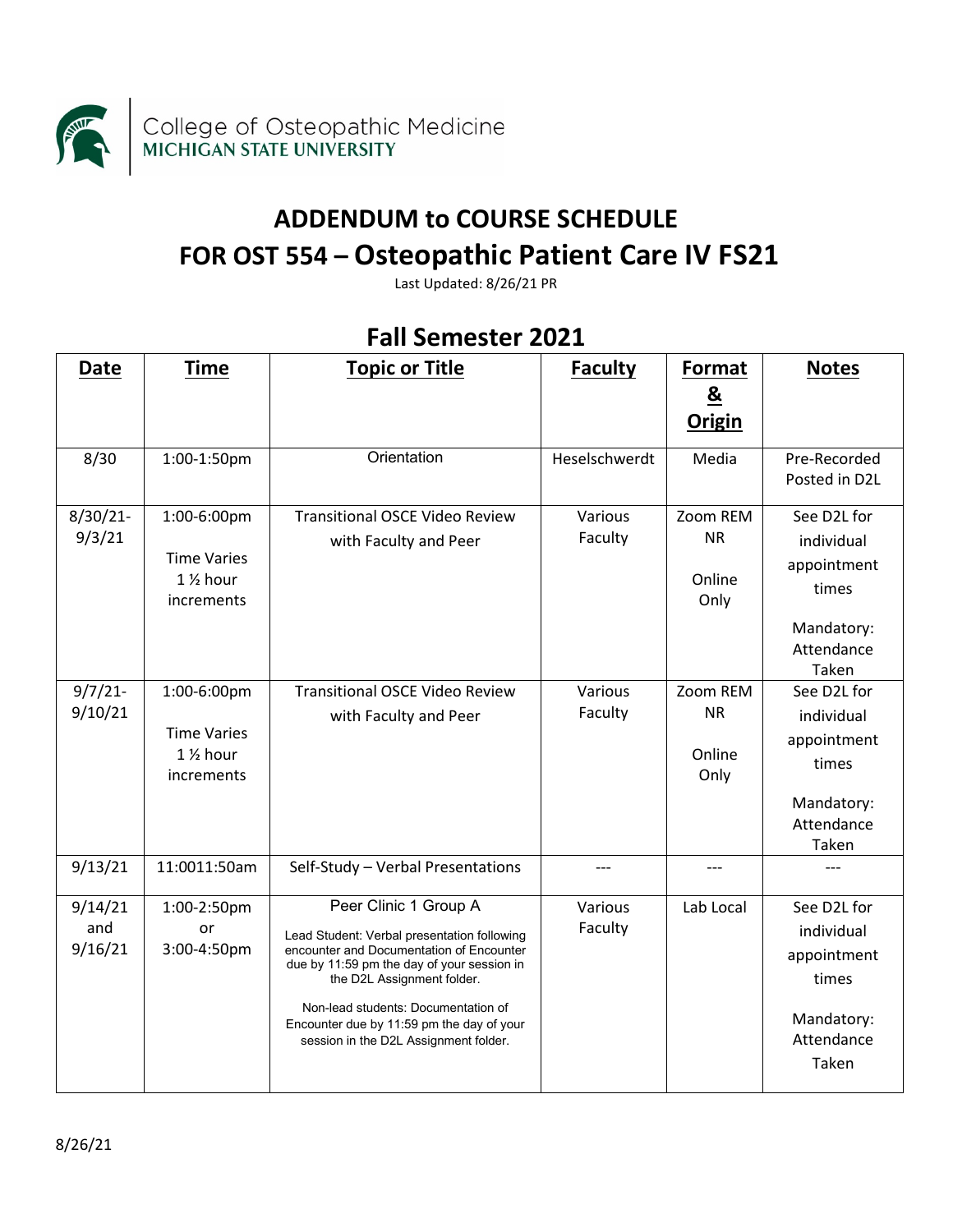College of Osteopathic Medicine
MICHIGAN STATE UNIVERSITY

# ADDENDUM to COURSE SCHEDULE
# FOR OST 554 – Osteopathic Patient Care IV FS21

Last Updated: 8/26/21 PR

## Fall Semester 2021

| Date | Time | Topic or Title | Faculty | Format & Origin | Notes |
|---|---|---|---|---|---|
| 8/30 | 1:00-1:50pm | Orientation | Heselschwerdt | Media | Pre-Recorded Posted in D2L |
| 8/30/21-9/3/21 | 1:00-6:00pm<br>Time Varies<br>1 ½ hour increments | Transitional OSCE Video Review with Faculty and Peer | Various Faculty | Zoom REM NR<br>Online Only | See D2L for individual appointment times<br>Mandatory: Attendance Taken |
| 9/7/21-9/10/21 | 1:00-6:00pm<br>Time Varies<br>1 ½ hour increments | Transitional OSCE Video Review with Faculty and Peer | Various Faculty | Zoom REM NR<br>Online Only | See D2L for individual appointment times<br>Mandatory: Attendance Taken |
| 9/13/21 | 11:0011:50am | Self-Study – Verbal Presentations | --- | --- | --- |
| 9/14/21 and 9/16/21 | 1:00-2:50pm or 3:00-4:50pm | Peer Clinic 1 Group A<br>Lead Student: Verbal presentation following encounter and Documentation of Encounter due by 11:59 pm the day of your session in the D2L Assignment folder.<br>Non-lead students: Documentation of Encounter due by 11:59 pm the day of your session in the D2L Assignment folder. | Various Faculty | Lab Local | See D2L for individual appointment times<br>Mandatory: Attendance Taken |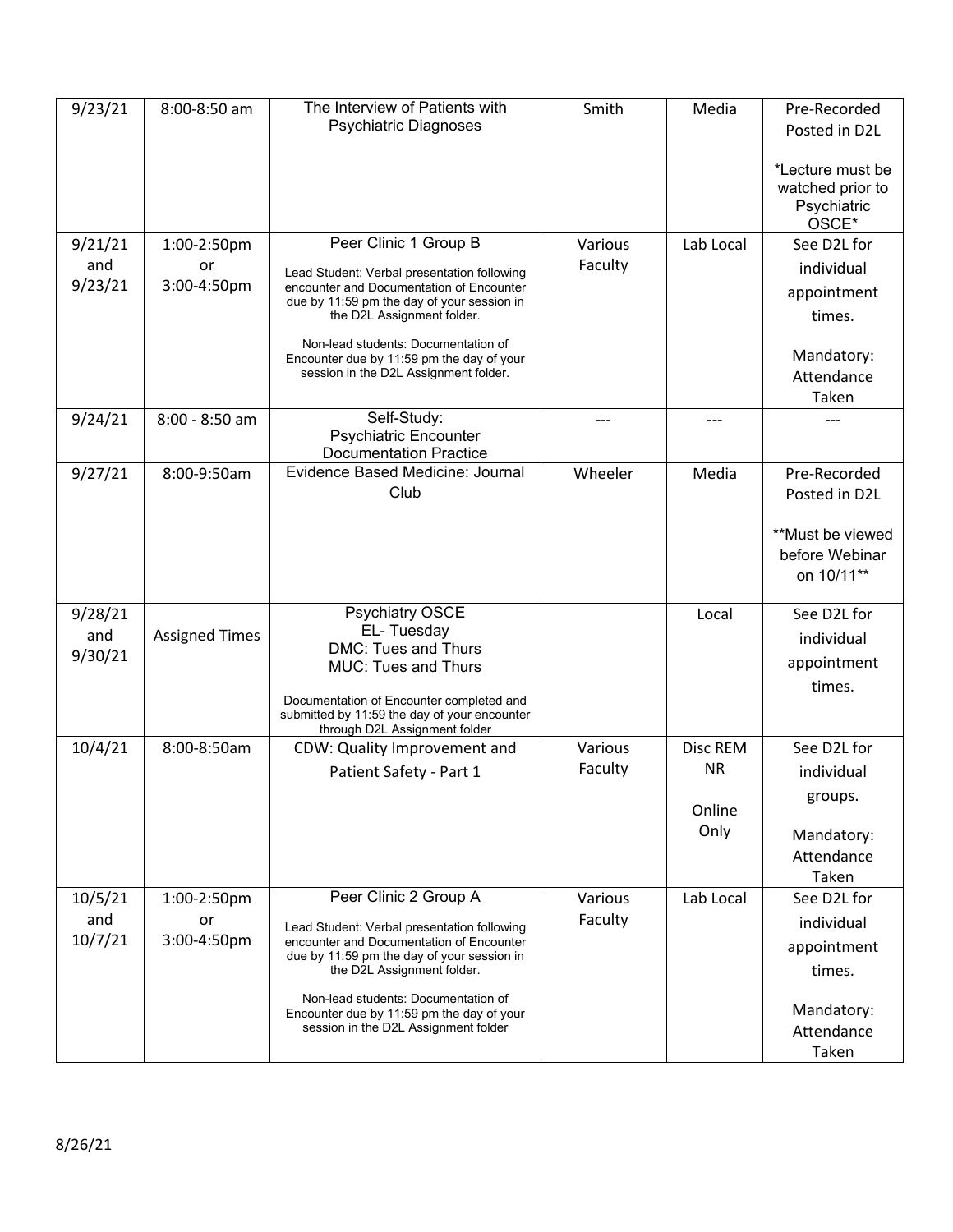| | | | | | |
|---|---|---|---|---|---|
| 9/23/21 | 8:00-8:50 am | The Interview of Patients with Psychiatric Diagnoses | Smith | Media | Pre-Recorded Posted in D2L<br><br>*Lecture must be watched prior to Psychiatric OSCE* |
| 9/21/21 and 9/23/21 | 1:00-2:50pm or 3:00-4:50pm | Peer Clinic 1 Group B<br><br>Lead Student: Verbal presentation following encounter and Documentation of Encounter due by 11:59 pm the day of your session in the D2L Assignment folder.<br><br>Non-lead students: Documentation of Encounter due by 11:59 pm the day of your session in the D2L Assignment folder. | Various Faculty | Lab Local | See D2L for individual appointment times.<br><br>Mandatory: Attendance Taken |
| 9/24/21 | 8:00 - 8:50 am | Self-Study:<br>Psychiatric Encounter Documentation Practice | --- | --- | --- |
| 9/27/21 | 8:00-9:50am | Evidence Based Medicine: Journal Club | Wheeler | Media | Pre-Recorded Posted in D2L<br><br>**Must be viewed before Webinar on 10/11** |
| 9/28/21 and 9/30/21 | Assigned Times | Psychiatry OSCE<br>EL- Tuesday<br>DMC: Tues and Thurs<br>MUC: Tues and Thurs<br><br>Documentation of Encounter completed and submitted by 11:59 the day of your encounter through D2L Assignment folder | | Local | See D2L for individual appointment times. |
| 10/4/21 | 8:00-8:50am | CDW: Quality Improvement and Patient Safety - Part 1 | Various Faculty | Disc REM NR<br><br>Online Only | See D2L for individual groups.<br><br>Mandatory: Attendance Taken |
| 10/5/21 and 10/7/21 | 1:00-2:50pm or 3:00-4:50pm | Peer Clinic 2 Group A<br><br>Lead Student: Verbal presentation following encounter and Documentation of Encounter due by 11:59 pm the day of your session in the D2L Assignment folder.<br><br>Non-lead students: Documentation of Encounter due by 11:59 pm the day of your session in the D2L Assignment folder | Various Faculty | Lab Local | See D2L for individual appointment times.<br><br>Mandatory: Attendance Taken |

8/26/21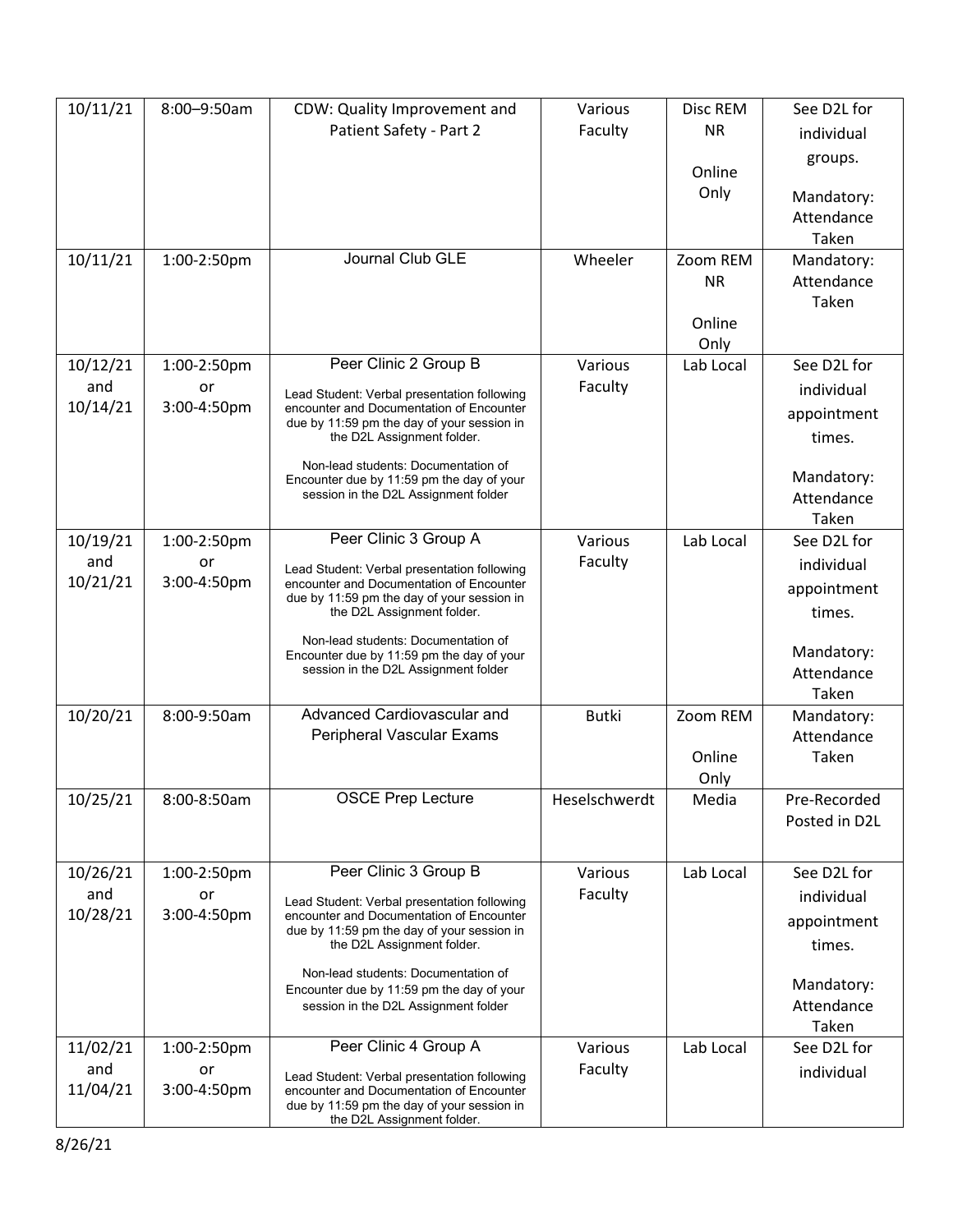| 10/11/21 | 8:00–9:50am | CDW: Quality Improvement and Patient Safety - Part 2 | Various Faculty | Disc REM NR<br><br>Online Only | See D2L for individual groups.<br><br>Mandatory: Attendance Taken |
|---|---|---|---|---|---|
| 10/11/21 | 1:00-2:50pm | Journal Club GLE | Wheeler | Zoom REM NR<br><br>Online Only | Mandatory: Attendance Taken |
| 10/12/21 and 10/14/21 | 1:00-2:50pm or 3:00-4:50pm | Peer Clinic 2 Group B<br><br>Lead Student: Verbal presentation following encounter and Documentation of Encounter due by 11:59 pm the day of your session in the D2L Assignment folder.<br><br>Non-lead students: Documentation of Encounter due by 11:59 pm the day of your session in the D2L Assignment folder | Various Faculty | Lab Local | See D2L for individual appointment times.<br><br>Mandatory: Attendance Taken |
| 10/19/21 and 10/21/21 | 1:00-2:50pm or 3:00-4:50pm | Peer Clinic 3 Group A<br><br>Lead Student: Verbal presentation following encounter and Documentation of Encounter due by 11:59 pm the day of your session in the D2L Assignment folder.<br><br>Non-lead students: Documentation of Encounter due by 11:59 pm the day of your session in the D2L Assignment folder | Various Faculty | Lab Local | See D2L for individual appointment times.<br><br>Mandatory: Attendance Taken |
| 10/20/21 | 8:00-9:50am | Advanced Cardiovascular and Peripheral Vascular Exams | Butki | Zoom REM<br><br>Online Only | Mandatory: Attendance Taken |
| 10/25/21 | 8:00-8:50am | OSCE Prep Lecture | Heselschwerdt | Media | Pre-Recorded Posted in D2L |
| 10/26/21 and 10/28/21 | 1:00-2:50pm or 3:00-4:50pm | Peer Clinic 3 Group B<br><br>Lead Student: Verbal presentation following encounter and Documentation of Encounter due by 11:59 pm the day of your session in the D2L Assignment folder.<br><br>Non-lead students: Documentation of Encounter due by 11:59 pm the day of your session in the D2L Assignment folder | Various Faculty | Lab Local | See D2L for individual appointment times.<br><br>Mandatory: Attendance Taken |
| 11/02/21 and 11/04/21 | 1:00-2:50pm or 3:00-4:50pm | Peer Clinic 4 Group A<br><br>Lead Student: Verbal presentation following encounter and Documentation of Encounter due by 11:59 pm the day of your session in the D2L Assignment folder. | Various Faculty | Lab Local | See D2L for individual |

8/26/21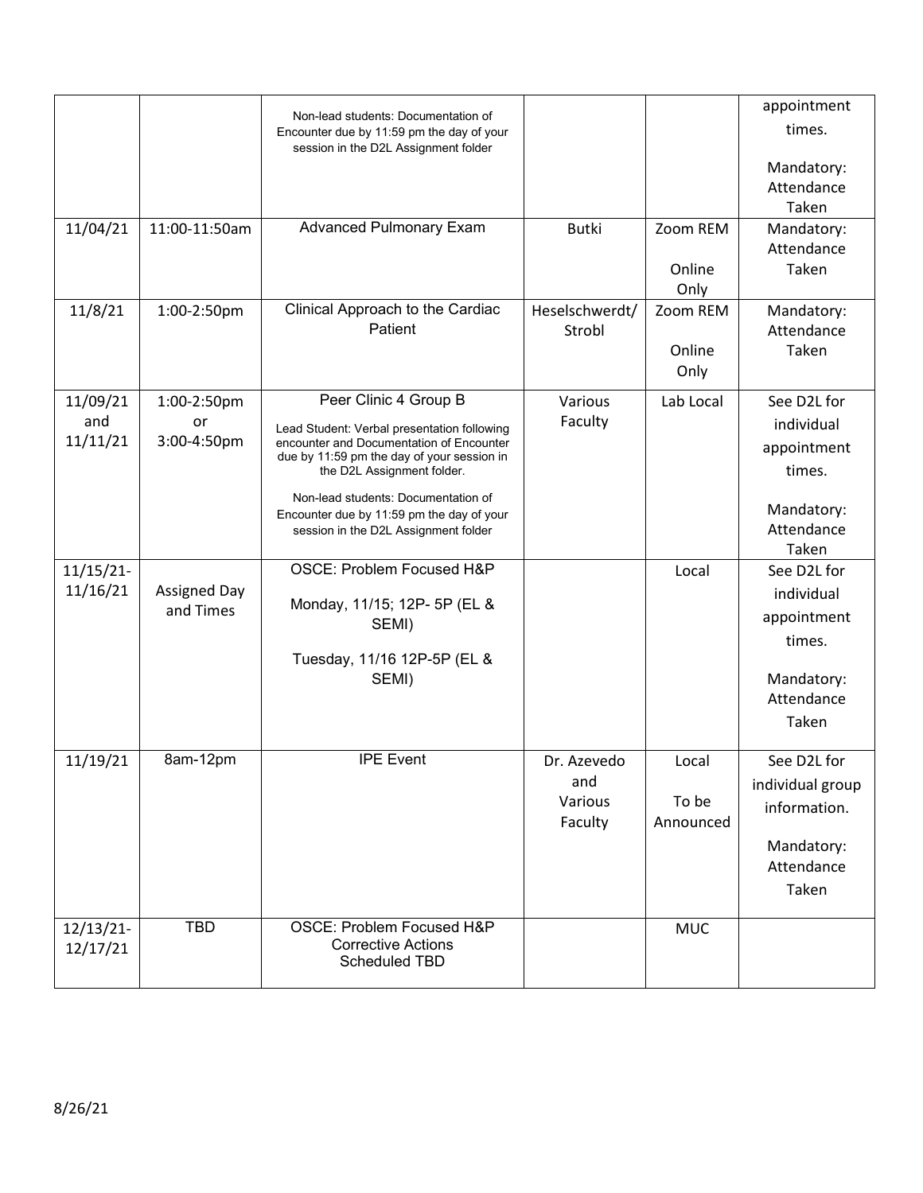| | | | | | |
|---|---|---|---|---|---|
| | | Non-lead students: Documentation of Encounter due by 11:59 pm the day of your session in the D2L Assignment folder | | | appointment times.<br><br>Mandatory: Attendance Taken |
| 11/04/21 | 11:00-11:50am | Advanced Pulmonary Exam | Butki | Zoom REM<br><br>Online Only | Mandatory: Attendance Taken |
| 11/8/21 | 1:00-2:50pm | Clinical Approach to the Cardiac Patient | Heselschwerdt/ Strobl | Zoom REM<br><br>Online Only | Mandatory: Attendance Taken |
| 11/09/21 and 11/11/21 | 1:00-2:50pm or 3:00-4:50pm | Peer Clinic 4 Group B<br><br>Lead Student: Verbal presentation following encounter and Documentation of Encounter due by 11:59 pm the day of your session in the D2L Assignment folder.<br><br>Non-lead students: Documentation of Encounter due by 11:59 pm the day of your session in the D2L Assignment folder | Various Faculty | Lab Local | See D2L for individual appointment times.<br><br>Mandatory: Attendance Taken |
| 11/15/21-11/16/21 | Assigned Day and Times | OSCE: Problem Focused H&P<br><br>Monday, 11/15; 12P- 5P (EL & SEMI)<br><br>Tuesday, 11/16 12P-5P (EL & SEMI) | | Local | See D2L for individual appointment times.<br><br>Mandatory: Attendance Taken |
| 11/19/21 | 8am-12pm | IPE Event | Dr. Azevedo and Various Faculty | Local<br><br>To be Announced | See D2L for individual group information.<br><br>Mandatory: Attendance Taken |
| 12/13/21-12/17/21 | TBD | OSCE: Problem Focused H&P Corrective Actions Scheduled TBD | | MUC | |

8/26/21